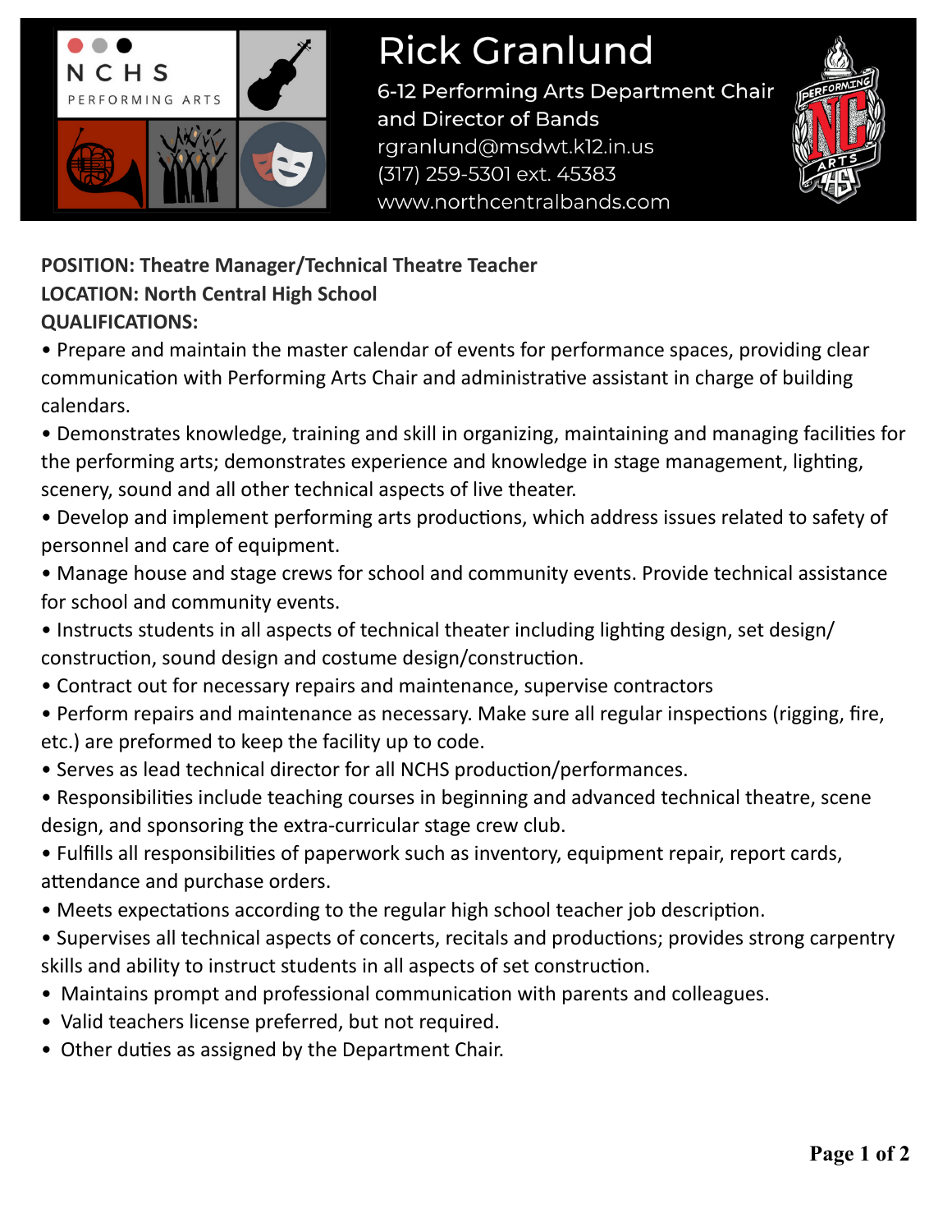NCHS PERFORMING ARTS

# Rick Granlund

6-12 Performing Arts Department Chair and Director of Bands
rgranlund@msdwt.k12.in.us
(317) 259-5301 ext. 45383
www.northcentralbands.com

**POSITION: Theatre Manager/Technical Theatre Teacher**
**LOCATION: North Central High School**
**QUALIFICATIONS:**

- Prepare and maintain the master calendar of events for performance spaces, providing clear communication with Performing Arts Chair and administrative assistant in charge of building calendars.
- Demonstrates knowledge, training and skill in organizing, maintaining and managing facilities for the performing arts; demonstrates experience and knowledge in stage management, lighting, scenery, sound and all other technical aspects of live theater.
- Develop and implement performing arts productions, which address issues related to safety of personnel and care of equipment.
- Manage house and stage crews for school and community events. Provide technical assistance for school and community events.
- Instructs students in all aspects of technical theater including lighting design, set design/ construction, sound design and costume design/construction.
- Contract out for necessary repairs and maintenance, supervise contractors
- Perform repairs and maintenance as necessary. Make sure all regular inspections (rigging, fire, etc.) are preformed to keep the facility up to code.
- Serves as lead technical director for all NCHS production/performances.
- Responsibilities include teaching courses in beginning and advanced technical theatre, scene design, and sponsoring the extra-curricular stage crew club.
- Fulfills all responsibilities of paperwork such as inventory, equipment repair, report cards, attendance and purchase orders.
- Meets expectations according to the regular high school teacher job description.
- Supervises all technical aspects of concerts, recitals and productions; provides strong carpentry skills and ability to instruct students in all aspects of set construction.
- Maintains prompt and professional communication with parents and colleagues.
- Valid teachers license preferred, but not required.
- Other duties as assigned by the Department Chair.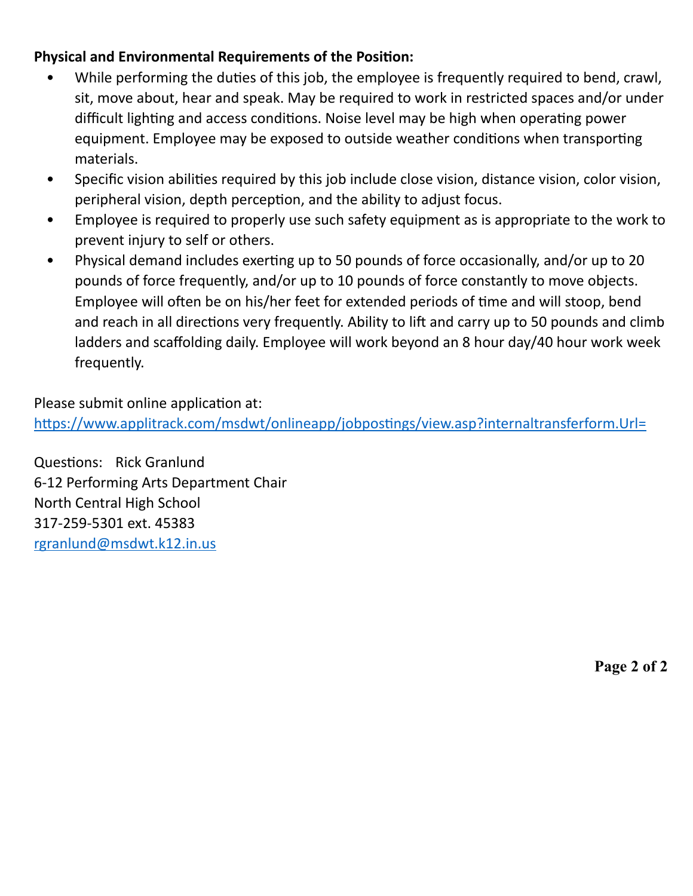**Physical and Environmental Requirements of the Position:**

- While performing the duties of this job, the employee is frequently required to bend, crawl, sit, move about, hear and speak. May be required to work in restricted spaces and/or under difficult lighting and access conditions. Noise level may be high when operating power equipment. Employee may be exposed to outside weather conditions when transporting materials.
- Specific vision abilities required by this job include close vision, distance vision, color vision, peripheral vision, depth perception, and the ability to adjust focus.
- Employee is required to properly use such safety equipment as is appropriate to the work to prevent injury to self or others.
- Physical demand includes exerting up to 50 pounds of force occasionally, and/or up to 20 pounds of force frequently, and/or up to 10 pounds of force constantly to move objects. Employee will often be on his/her feet for extended periods of time and will stoop, bend and reach in all directions very frequently. Ability to lift and carry up to 50 pounds and climb ladders and scaffolding daily. Employee will work beyond an 8 hour day/40 hour work week frequently.

Please submit online application at:
https://www.applitrack.com/msdwt/onlineapp/jobpostings/view.asp?internaltransferform.Url=

Questions: Rick Granlund
6-12 Performing Arts Department Chair
North Central High School
317-259-5301 ext. 45383
rgranlund@msdwt.k12.in.us